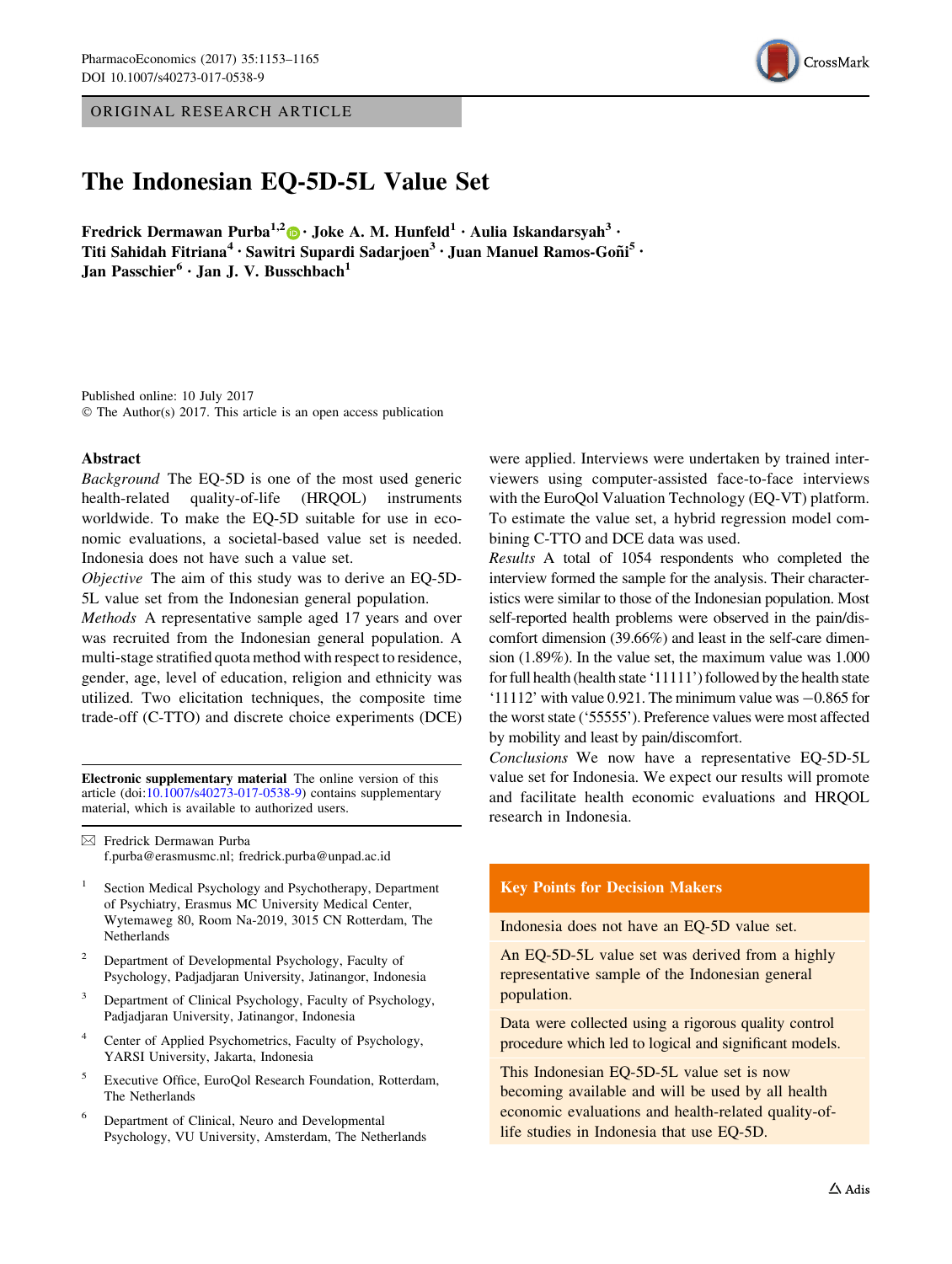ORIGINAL RESEARCH ARTICLE

# The Indonesian EQ-5D-5L Value Set

**Fredrick Dermawan Purba[1,2] · Joke A. M. Hunfeld[1] · Aulia Iskandarsyah[3] · Titi Sahidah Fitriana[4] · Sawitri Supardi Sadarjoen[3] · Juan Manuel Ramos-Goñi[5] · Jan Passchier[6] · Jan J. V. Busschbach[1]**

Published online: 10 July 2017
© The Author(s) 2017. This article is an open access publication

## Abstract

*Background* The EQ-5D is one of the most used generic health-related quality-of-life (HRQOL) instruments worldwide. To make the EQ-5D suitable for use in economic evaluations, a societal-based value set is needed. Indonesia does not have such a value set.

*Objective* The aim of this study was to derive an EQ-5D-5L value set from the Indonesian general population.

*Methods* A representative sample aged 17 years and over was recruited from the Indonesian general population. A multi-stage stratified quota method with respect to residence, gender, age, level of education, religion and ethnicity was utilized. Two elicitation techniques, the composite time trade-off (C-TTO) and discrete choice experiments (DCE) were applied. Interviews were undertaken by trained interviewers using computer-assisted face-to-face interviews with the EuroQol Valuation Technology (EQ-VT) platform. To estimate the value set, a hybrid regression model combining C-TTO and DCE data was used.

*Results* A total of 1054 respondents who completed the interview formed the sample for the analysis. Their characteristics were similar to those of the Indonesian population. Most self-reported health problems were observed in the pain/discomfort dimension (39.66%) and least in the self-care dimension (1.89%). In the value set, the maximum value was 1.000 for full health (health state '11111') followed by the health state '11112' with value 0.921. The minimum value was −0.865 for the worst state ('55555'). Preference values were most affected by mobility and least by pain/discomfort.

*Conclusions* We now have a representative EQ-5D-5L value set for Indonesia. We expect our results will promote and facilitate health economic evaluations and HRQOL research in Indonesia.

**Electronic supplementary material** The online version of this article (doi:10.1007/s40273-017-0538-9) contains supplementary material, which is available to authorized users.

✉ Fredrick Dermawan Purba
f.purba@erasmusmc.nl; fredrick.purba@unpad.ac.id

[1] Section Medical Psychology and Psychotherapy, Department of Psychiatry, Erasmus MC University Medical Center, Wytemaweg 80, Room Na-2019, 3015 CN Rotterdam, The Netherlands

[2] Department of Developmental Psychology, Faculty of Psychology, Padjadjaran University, Jatinangor, Indonesia

[3] Department of Clinical Psychology, Faculty of Psychology, Padjadjaran University, Jatinangor, Indonesia

[4] Center of Applied Psychometrics, Faculty of Psychology, YARSI University, Jakarta, Indonesia

[5] Executive Office, EuroQol Research Foundation, Rotterdam, The Netherlands

[6] Department of Clinical, Neuro and Developmental Psychology, VU University, Amsterdam, The Netherlands

**Key Points for Decision Makers**

Indonesia does not have an EQ-5D value set.

An EQ-5D-5L value set was derived from a highly representative sample of the Indonesian general population.

Data were collected using a rigorous quality control procedure which led to logical and significant models.

This Indonesian EQ-5D-5L value set is now becoming available and will be used by all health economic evaluations and health-related quality-of-life studies in Indonesia that use EQ-5D.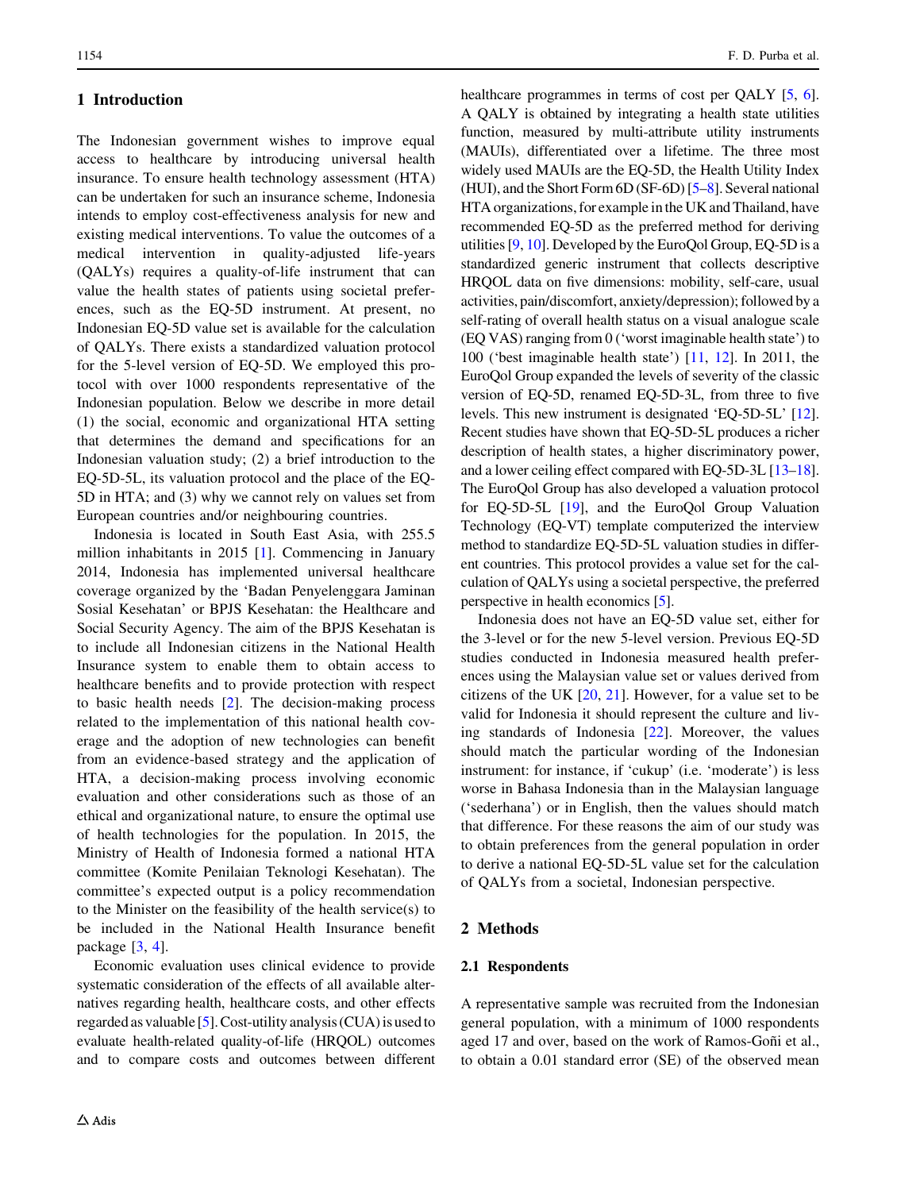## 1 Introduction

The Indonesian government wishes to improve equal access to healthcare by introducing universal health insurance. To ensure health technology assessment (HTA) can be undertaken for such an insurance scheme, Indonesia intends to employ cost-effectiveness analysis for new and existing medical interventions. To value the outcomes of a medical intervention in quality-adjusted life-years (QALYs) requires a quality-of-life instrument that can value the health states of patients using societal preferences, such as the EQ-5D instrument. At present, no Indonesian EQ-5D value set is available for the calculation of QALYs. There exists a standardized valuation protocol for the 5-level version of EQ-5D. We employed this protocol with over 1000 respondents representative of the Indonesian population. Below we describe in more detail (1) the social, economic and organizational HTA setting that determines the demand and specifications for an Indonesian valuation study; (2) a brief introduction to the EQ-5D-5L, its valuation protocol and the place of the EQ-5D in HTA; and (3) why we cannot rely on values set from European countries and/or neighbouring countries.

Indonesia is located in South East Asia, with 255.5 million inhabitants in 2015 [1]. Commencing in January 2014, Indonesia has implemented universal healthcare coverage organized by the 'Badan Penyelenggara Jaminan Sosial Kesehatan' or BPJS Kesehatan: the Healthcare and Social Security Agency. The aim of the BPJS Kesehatan is to include all Indonesian citizens in the National Health Insurance system to enable them to obtain access to healthcare benefits and to provide protection with respect to basic health needs [2]. The decision-making process related to the implementation of this national health coverage and the adoption of new technologies can benefit from an evidence-based strategy and the application of HTA, a decision-making process involving economic evaluation and other considerations such as those of an ethical and organizational nature, to ensure the optimal use of health technologies for the population. In 2015, the Ministry of Health of Indonesia formed a national HTA committee (Komite Penilaian Teknologi Kesehatan). The committee's expected output is a policy recommendation to the Minister on the feasibility of the health service(s) to be included in the National Health Insurance benefit package [3, 4].

Economic evaluation uses clinical evidence to provide systematic consideration of the effects of all available alternatives regarding health, healthcare costs, and other effects regarded as valuable [5]. Cost-utility analysis (CUA) is used to evaluate health-related quality-of-life (HRQOL) outcomes and to compare costs and outcomes between different healthcare programmes in terms of cost per QALY [5, 6]. A QALY is obtained by integrating a health state utilities function, measured by multi-attribute utility instruments (MAUIs), differentiated over a lifetime. The three most widely used MAUIs are the EQ-5D, the Health Utility Index (HUI), and the Short Form 6D (SF-6D) [5–8]. Several national HTA organizations, for example in the UK and Thailand, have recommended EQ-5D as the preferred method for deriving utilities [9, 10]. Developed by the EuroQol Group, EQ-5D is a standardized generic instrument that collects descriptive HRQOL data on five dimensions: mobility, self-care, usual activities, pain/discomfort, anxiety/depression); followed by a self-rating of overall health status on a visual analogue scale (EQ VAS) ranging from 0 ('worst imaginable health state') to 100 ('best imaginable health state') [11, 12]. In 2011, the EuroQol Group expanded the levels of severity of the classic version of EQ-5D, renamed EQ-5D-3L, from three to five levels. This new instrument is designated 'EQ-5D-5L' [12]. Recent studies have shown that EQ-5D-5L produces a richer description of health states, a higher discriminatory power, and a lower ceiling effect compared with EQ-5D-3L [13–18]. The EuroQol Group has also developed a valuation protocol for EQ-5D-5L [19], and the EuroQol Group Valuation Technology (EQ-VT) template computerized the interview method to standardize EQ-5D-5L valuation studies in different countries. This protocol provides a value set for the calculation of QALYs using a societal perspective, the preferred perspective in health economics [5].

Indonesia does not have an EQ-5D value set, either for the 3-level or for the new 5-level version. Previous EQ-5D studies conducted in Indonesia measured health preferences using the Malaysian value set or values derived from citizens of the UK [20, 21]. However, for a value set to be valid for Indonesia it should represent the culture and living standards of Indonesia [22]. Moreover, the values should match the particular wording of the Indonesian instrument: for instance, if 'cukup' (i.e. 'moderate') is less worse in Bahasa Indonesia than in the Malaysian language ('sederhana') or in English, then the values should match that difference. For these reasons the aim of our study was to obtain preferences from the general population in order to derive a national EQ-5D-5L value set for the calculation of QALYs from a societal, Indonesian perspective.

## 2 Methods

### 2.1 Respondents

A representative sample was recruited from the Indonesian general population, with a minimum of 1000 respondents aged 17 and over, based on the work of Ramos-Goñi et al., to obtain a 0.01 standard error (SE) of the observed mean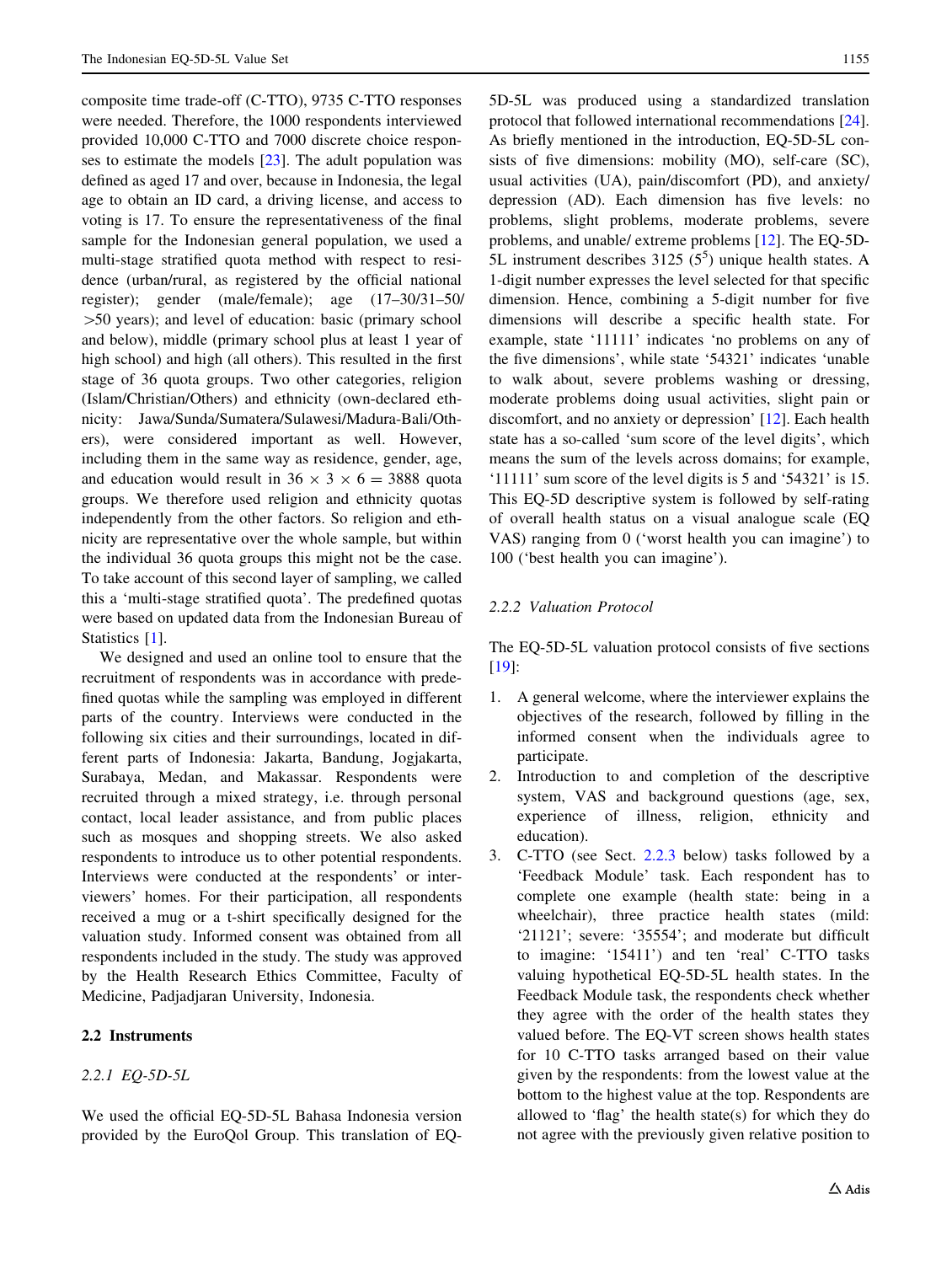composite time trade-off (C-TTO), 9735 C-TTO responses were needed. Therefore, the 1000 respondents interviewed provided 10,000 C-TTO and 7000 discrete choice responses to estimate the models [23]. The adult population was defined as aged 17 and over, because in Indonesia, the legal age to obtain an ID card, a driving license, and access to voting is 17. To ensure the representativeness of the final sample for the Indonesian general population, we used a multi-stage stratified quota method with respect to residence (urban/rural, as registered by the official national register); gender (male/female); age (17–30/31–50/ >50 years); and level of education: basic (primary school and below), middle (primary school plus at least 1 year of high school) and high (all others). This resulted in the first stage of 36 quota groups. Two other categories, religion (Islam/Christian/Others) and ethnicity (own-declared ethnicity: Jawa/Sunda/Sumatera/Sulawesi/Madura-Bali/Others), were considered important as well. However, including them in the same way as residence, gender, age, and education would result in $36 \times 3 \times 6 = 3888$ quota groups. We therefore used religion and ethnicity quotas independently from the other factors. So religion and ethnicity are representative over the whole sample, but within the individual 36 quota groups this might not be the case. To take account of this second layer of sampling, we called this a 'multi-stage stratified quota'. The predefined quotas were based on updated data from the Indonesian Bureau of Statistics [1].

We designed and used an online tool to ensure that the recruitment of respondents was in accordance with predefined quotas while the sampling was employed in different parts of the country. Interviews were conducted in the following six cities and their surroundings, located in different parts of Indonesia: Jakarta, Bandung, Jogjakarta, Surabaya, Medan, and Makassar. Respondents were recruited through a mixed strategy, i.e. through personal contact, local leader assistance, and from public places such as mosques and shopping streets. We also asked respondents to introduce us to other potential respondents. Interviews were conducted at the respondents' or interviewers' homes. For their participation, all respondents received a mug or a t-shirt specifically designed for the valuation study. Informed consent was obtained from all respondents included in the study. The study was approved by the Health Research Ethics Committee, Faculty of Medicine, Padjadjaran University, Indonesia.

## 2.2 Instruments

### 2.2.1 EQ-5D-5L

We used the official EQ-5D-5L Bahasa Indonesia version provided by the EuroQol Group. This translation of EQ-5D-5L was produced using a standardized translation protocol that followed international recommendations [24]. As briefly mentioned in the introduction, EQ-5D-5L consists of five dimensions: mobility (MO), self-care (SC), usual activities (UA), pain/discomfort (PD), and anxiety/depression (AD). Each dimension has five levels: no problems, slight problems, moderate problems, severe problems, and unable/ extreme problems [12]. The EQ-5D-5L instrument describes 3125 ($5^5$) unique health states. A 1-digit number expresses the level selected for that specific dimension. Hence, combining a 5-digit number for five dimensions will describe a specific health state. For example, state '11111' indicates 'no problems on any of the five dimensions', while state '54321' indicates 'unable to walk about, severe problems washing or dressing, moderate problems doing usual activities, slight pain or discomfort, and no anxiety or depression' [12]. Each health state has a so-called 'sum score of the level digits', which means the sum of the levels across domains; for example, '11111' sum score of the level digits is 5 and '54321' is 15. This EQ-5D descriptive system is followed by self-rating of overall health status on a visual analogue scale (EQ VAS) ranging from 0 ('worst health you can imagine') to 100 ('best health you can imagine').

### 2.2.2 Valuation Protocol

The EQ-5D-5L valuation protocol consists of five sections [19]:

1. A general welcome, where the interviewer explains the objectives of the research, followed by filling in the informed consent when the individuals agree to participate.
2. Introduction to and completion of the descriptive system, VAS and background questions (age, sex, experience of illness, religion, ethnicity and education).
3. C-TTO (see Sect. 2.2.3 below) tasks followed by a 'Feedback Module' task. Each respondent has to complete one example (health state: being in a wheelchair), three practice health states (mild: '21121'; severe: '35554'; and moderate but difficult to imagine: '15411') and ten 'real' C-TTO tasks valuing hypothetical EQ-5D-5L health states. In the Feedback Module task, the respondents check whether they agree with the order of the health states they valued before. The EQ-VT screen shows health states for 10 C-TTO tasks arranged based on their value given by the respondents: from the lowest value at the bottom to the highest value at the top. Respondents are allowed to 'flag' the health state(s) for which they do not agree with the previously given relative position to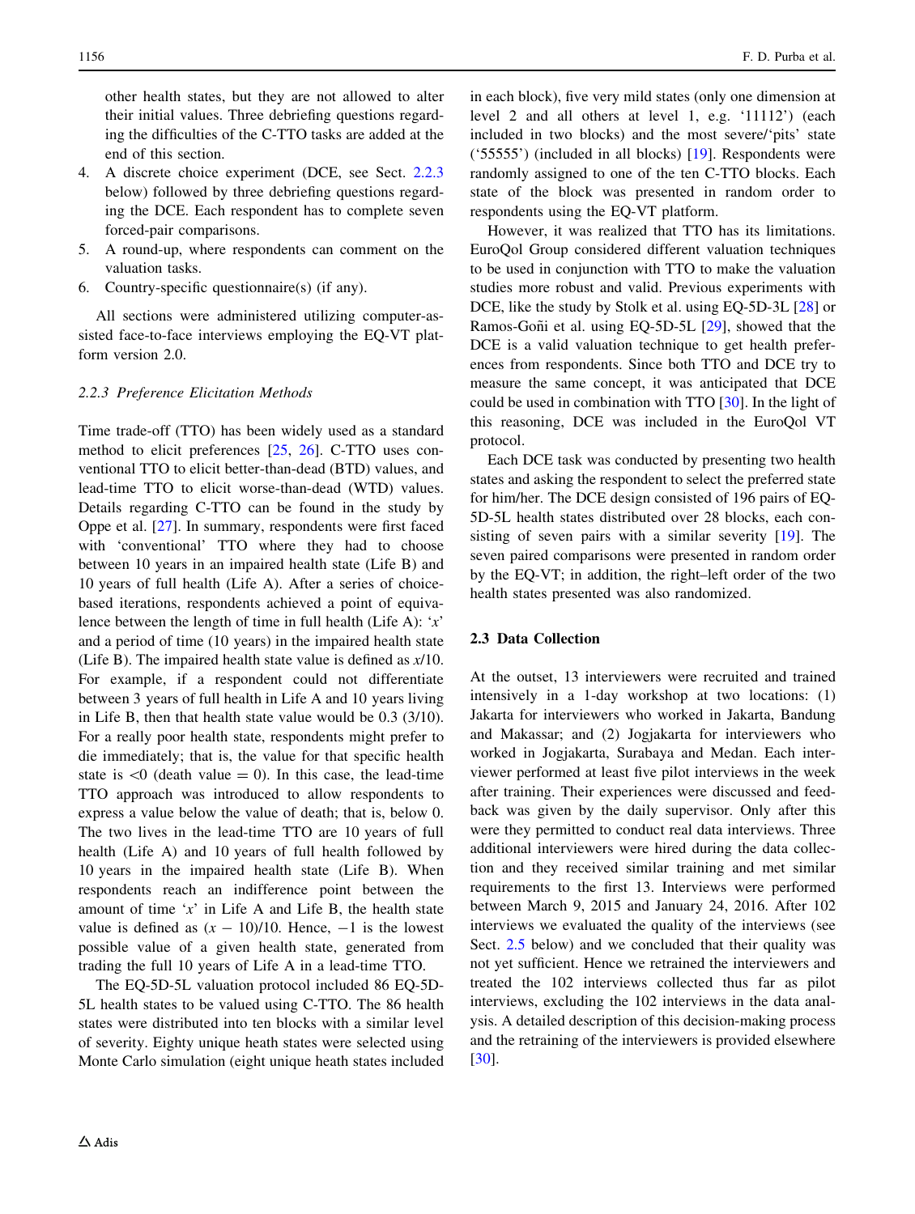other health states, but they are not allowed to alter their initial values. Three debriefing questions regarding the difficulties of the C-TTO tasks are added at the end of this section.

4. A discrete choice experiment (DCE, see Sect. 2.2.3 below) followed by three debriefing questions regarding the DCE. Each respondent has to complete seven forced-pair comparisons.
5. A round-up, where respondents can comment on the valuation tasks.
6. Country-specific questionnaire(s) (if any).

All sections were administered utilizing computer-assisted face-to-face interviews employing the EQ-VT platform version 2.0.

### 2.2.3 Preference Elicitation Methods

Time trade-off (TTO) has been widely used as a standard method to elicit preferences [25, 26]. C-TTO uses conventional TTO to elicit better-than-dead (BTD) values, and lead-time TTO to elicit worse-than-dead (WTD) values. Details regarding C-TTO can be found in the study by Oppe et al. [27]. In summary, respondents were first faced with 'conventional' TTO where they had to choose between 10 years in an impaired health state (Life B) and 10 years of full health (Life A). After a series of choice-based iterations, respondents achieved a point of equivalence between the length of time in full health (Life A): '$x$' and a period of time (10 years) in the impaired health state (Life B). The impaired health state value is defined as $x/10$. For example, if a respondent could not differentiate between 3 years of full health in Life A and 10 years living in Life B, then that health state value would be 0.3 (3/10). For a really poor health state, respondents might prefer to die immediately; that is, the value for that specific health state is $<0$ (death value $= 0$). In this case, the lead-time TTO approach was introduced to allow respondents to express a value below the value of death; that is, below 0. The two lives in the lead-time TTO are 10 years of full health (Life A) and 10 years of full health followed by 10 years in the impaired health state (Life B). When respondents reach an indifference point between the amount of time '$x$' in Life A and Life B, the health state value is defined as $(x - 10)/10$. Hence, $-1$ is the lowest possible value of a given health state, generated from trading the full 10 years of Life A in a lead-time TTO.

The EQ-5D-5L valuation protocol included 86 EQ-5D-5L health states to be valued using C-TTO. The 86 health states were distributed into ten blocks with a similar level of severity. Eighty unique heath states were selected using Monte Carlo simulation (eight unique heath states included in each block), five very mild states (only one dimension at level 2 and all others at level 1, e.g. '11112') (each included in two blocks) and the most severe/'pits' state ('55555') (included in all blocks) [19]. Respondents were randomly assigned to one of the ten C-TTO blocks. Each state of the block was presented in random order to respondents using the EQ-VT platform.

However, it was realized that TTO has its limitations. EuroQol Group considered different valuation techniques to be used in conjunction with TTO to make the valuation studies more robust and valid. Previous experiments with DCE, like the study by Stolk et al. using EQ-5D-3L [28] or Ramos-Goñi et al. using EQ-5D-5L [29], showed that the DCE is a valid valuation technique to get health preferences from respondents. Since both TTO and DCE try to measure the same concept, it was anticipated that DCE could be used in combination with TTO [30]. In the light of this reasoning, DCE was included in the EuroQol VT protocol.

Each DCE task was conducted by presenting two health states and asking the respondent to select the preferred state for him/her. The DCE design consisted of 196 pairs of EQ-5D-5L health states distributed over 28 blocks, each consisting of seven pairs with a similar severity [19]. The seven paired comparisons were presented in random order by the EQ-VT; in addition, the right–left order of the two health states presented was also randomized.

## 2.3 Data Collection

At the outset, 13 interviewers were recruited and trained intensively in a 1-day workshop at two locations: (1) Jakarta for interviewers who worked in Jakarta, Bandung and Makassar; and (2) Jogjakarta for interviewers who worked in Jogjakarta, Surabaya and Medan. Each interviewer performed at least five pilot interviews in the week after training. Their experiences were discussed and feedback was given by the daily supervisor. Only after this were they permitted to conduct real data interviews. Three additional interviewers were hired during the data collection and they received similar training and met similar requirements to the first 13. Interviews were performed between March 9, 2015 and January 24, 2016. After 102 interviews we evaluated the quality of the interviews (see Sect. 2.5 below) and we concluded that their quality was not yet sufficient. Hence we retrained the interviewers and treated the 102 interviews collected thus far as pilot interviews, excluding the 102 interviews in the data analysis. A detailed description of this decision-making process and the retraining of the interviewers is provided elsewhere [30].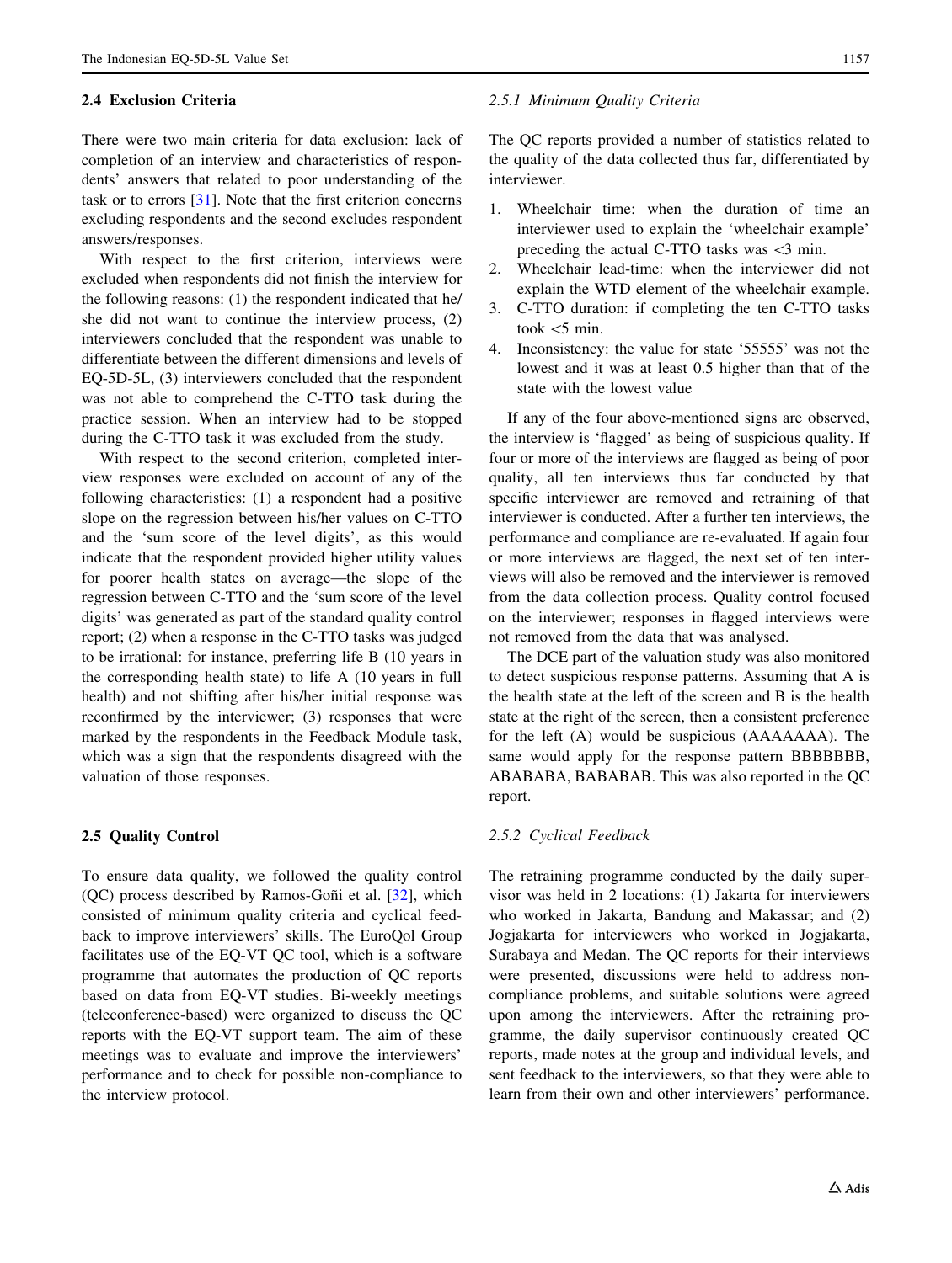### 2.4 Exclusion Criteria

There were two main criteria for data exclusion: lack of completion of an interview and characteristics of respondents' answers that related to poor understanding of the task or to errors [31]. Note that the first criterion concerns excluding respondents and the second excludes respondent answers/responses.

With respect to the first criterion, interviews were excluded when respondents did not finish the interview for the following reasons: (1) the respondent indicated that he/she did not want to continue the interview process, (2) interviewers concluded that the respondent was unable to differentiate between the different dimensions and levels of EQ-5D-5L, (3) interviewers concluded that the respondent was not able to comprehend the C-TTO task during the practice session. When an interview had to be stopped during the C-TTO task it was excluded from the study.

With respect to the second criterion, completed interview responses were excluded on account of any of the following characteristics: (1) a respondent had a positive slope on the regression between his/her values on C-TTO and the 'sum score of the level digits', as this would indicate that the respondent provided higher utility values for poorer health states on average—the slope of the regression between C-TTO and the 'sum score of the level digits' was generated as part of the standard quality control report; (2) when a response in the C-TTO tasks was judged to be irrational: for instance, preferring life B (10 years in the corresponding health state) to life A (10 years in full health) and not shifting after his/her initial response was reconfirmed by the interviewer; (3) responses that were marked by the respondents in the Feedback Module task, which was a sign that the respondents disagreed with the valuation of those responses.

### 2.5 Quality Control

To ensure data quality, we followed the quality control (QC) process described by Ramos-Goñi et al. [32], which consisted of minimum quality criteria and cyclical feedback to improve interviewers' skills. The EuroQol Group facilitates use of the EQ-VT QC tool, which is a software programme that automates the production of QC reports based on data from EQ-VT studies. Bi-weekly meetings (teleconference-based) were organized to discuss the QC reports with the EQ-VT support team. The aim of these meetings was to evaluate and improve the interviewers' performance and to check for possible non-compliance to the interview protocol.

#### *2.5.1 Minimum Quality Criteria*

The QC reports provided a number of statistics related to the quality of the data collected thus far, differentiated by interviewer.

1. Wheelchair time: when the duration of time an interviewer used to explain the 'wheelchair example' preceding the actual C-TTO tasks was <3 min.
2. Wheelchair lead-time: when the interviewer did not explain the WTD element of the wheelchair example.
3. C-TTO duration: if completing the ten C-TTO tasks took <5 min.
4. Inconsistency: the value for state '55555' was not the lowest and it was at least 0.5 higher than that of the state with the lowest value

If any of the four above-mentioned signs are observed, the interview is 'flagged' as being of suspicious quality. If four or more of the interviews are flagged as being of poor quality, all ten interviews thus far conducted by that specific interviewer are removed and retraining of that interviewer is conducted. After a further ten interviews, the performance and compliance are re-evaluated. If again four or more interviews are flagged, the next set of ten interviews will also be removed and the interviewer is removed from the data collection process. Quality control focused on the interviewer; responses in flagged interviews were not removed from the data that was analysed.

The DCE part of the valuation study was also monitored to detect suspicious response patterns. Assuming that A is the health state at the left of the screen and B is the health state at the right of the screen, then a consistent preference for the left (A) would be suspicious (AAAAAAA). The same would apply for the response pattern BBBBBBB, ABABABA, BABABAB. This was also reported in the QC report.

#### *2.5.2 Cyclical Feedback*

The retraining programme conducted by the daily supervisor was held in 2 locations: (1) Jakarta for interviewers who worked in Jakarta, Bandung and Makassar; and (2) Jogjakarta for interviewers who worked in Jogjakarta, Surabaya and Medan. The QC reports for their interviews were presented, discussions were held to address non-compliance problems, and suitable solutions were agreed upon among the interviewers. After the retraining programme, the daily supervisor continuously created QC reports, made notes at the group and individual levels, and sent feedback to the interviewers, so that they were able to learn from their own and other interviewers' performance.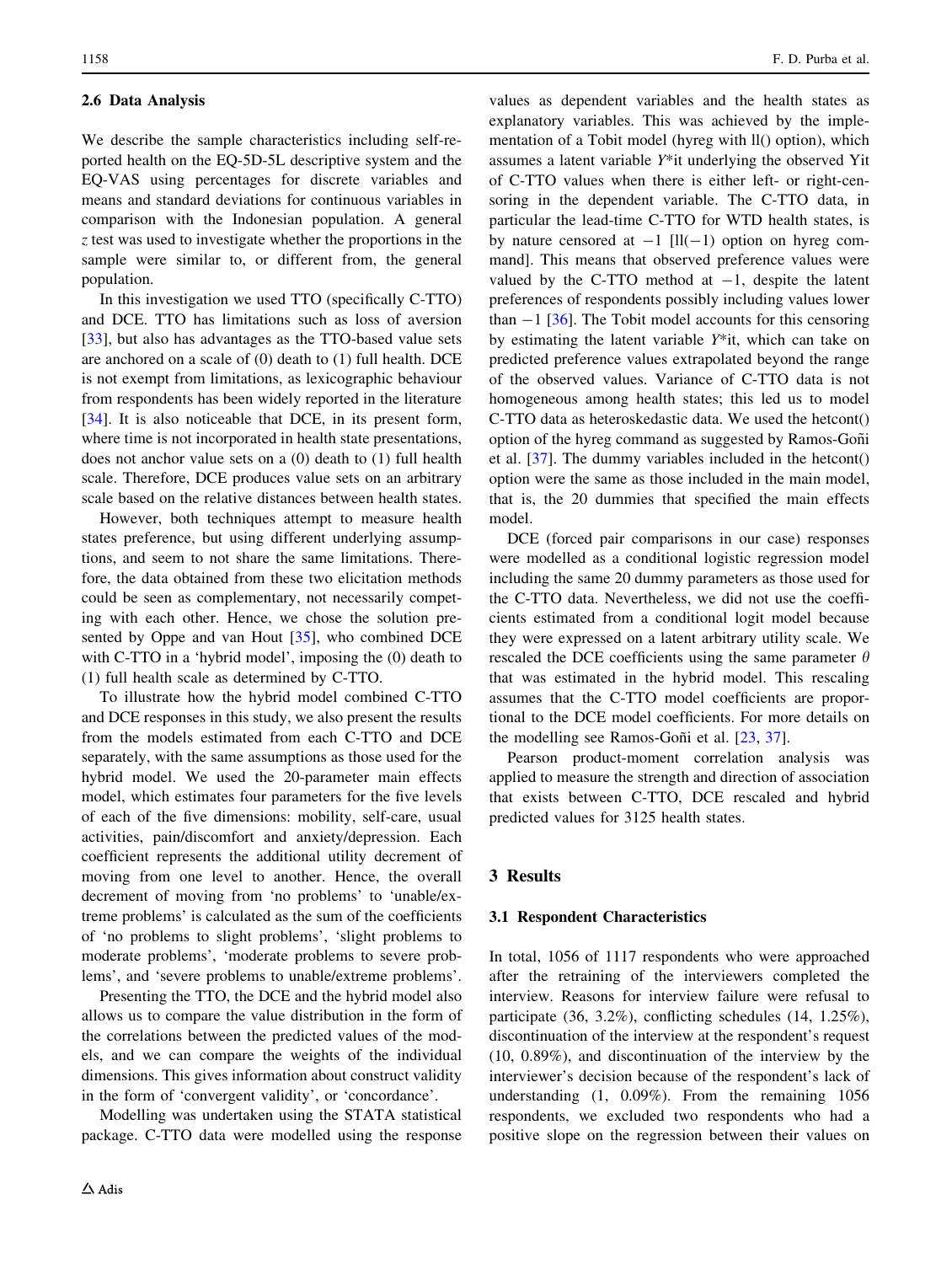### 2.6 Data Analysis

We describe the sample characteristics including self-reported health on the EQ-5D-5L descriptive system and the EQ-VAS using percentages for discrete variables and means and standard deviations for continuous variables in comparison with the Indonesian population. A general $z$ test was used to investigate whether the proportions in the sample were similar to, or different from, the general population.

In this investigation we used TTO (specifically C-TTO) and DCE. TTO has limitations such as loss of aversion [33], but also has advantages as the TTO-based value sets are anchored on a scale of (0) death to (1) full health. DCE is not exempt from limitations, as lexicographic behaviour from respondents has been widely reported in the literature [34]. It is also noticeable that DCE, in its present form, where time is not incorporated in health state presentations, does not anchor value sets on a (0) death to (1) full health scale. Therefore, DCE produces value sets on an arbitrary scale based on the relative distances between health states.

However, both techniques attempt to measure health states preference, but using different underlying assumptions, and seem to not share the same limitations. Therefore, the data obtained from these two elicitation methods could be seen as complementary, not necessarily competing with each other. Hence, we chose the solution presented by Oppe and van Hout [35], who combined DCE with C-TTO in a 'hybrid model', imposing the (0) death to (1) full health scale as determined by C-TTO.

To illustrate how the hybrid model combined C-TTO and DCE responses in this study, we also present the results from the models estimated from each C-TTO and DCE separately, with the same assumptions as those used for the hybrid model. We used the 20-parameter main effects model, which estimates four parameters for the five levels of each of the five dimensions: mobility, self-care, usual activities, pain/discomfort and anxiety/depression. Each coefficient represents the additional utility decrement of moving from one level to another. Hence, the overall decrement of moving from 'no problems' to 'unable/extreme problems' is calculated as the sum of the coefficients of 'no problems to slight problems', 'slight problems to moderate problems', 'moderate problems to severe problems', and 'severe problems to unable/extreme problems'.

Presenting the TTO, the DCE and the hybrid model also allows us to compare the value distribution in the form of the correlations between the predicted values of the models, and we can compare the weights of the individual dimensions. This gives information about construct validity in the form of 'convergent validity', or 'concordance'.

Modelling was undertaken using the STATA statistical package. C-TTO data were modelled using the response values as dependent variables and the health states as explanatory variables. This was achieved by the implementation of a Tobit model (hyreg with ll() option), which assumes a latent variable $Y^{*}it$ underlying the observed $Yit$ of C-TTO values when there is either left- or right-censoring in the dependent variable. The C-TTO data, in particular the lead-time C-TTO for WTD health states, is by nature censored at $-1$ [ll($-1$) option on hyreg command]. This means that observed preference values were valued by the C-TTO method at $-1$, despite the latent preferences of respondents possibly including values lower than $-1$ [36]. The Tobit model accounts for this censoring by estimating the latent variable $Y^{*}it$, which can take on predicted preference values extrapolated beyond the range of the observed values. Variance of C-TTO data is not homogeneous among health states; this led us to model C-TTO data as heteroskedastic data. We used the hetcont() option of the hyreg command as suggested by Ramos-Goñi et al. [37]. The dummy variables included in the hetcont() option were the same as those included in the main model, that is, the 20 dummies that specified the main effects model.

DCE (forced pair comparisons in our case) responses were modelled as a conditional logistic regression model including the same 20 dummy parameters as those used for the C-TTO data. Nevertheless, we did not use the coefficients estimated from a conditional logit model because they were expressed on a latent arbitrary utility scale. We rescaled the DCE coefficients using the same parameter $\theta$ that was estimated in the hybrid model. This rescaling assumes that the C-TTO model coefficients are proportional to the DCE model coefficients. For more details on the modelling see Ramos-Goñi et al. [23, 37].

Pearson product-moment correlation analysis was applied to measure the strength and direction of association that exists between C-TTO, DCE rescaled and hybrid predicted values for 3125 health states.

## 3 Results

### 3.1 Respondent Characteristics

In total, 1056 of 1117 respondents who were approached after the retraining of the interviewers completed the interview. Reasons for interview failure were refusal to participate (36, 3.2%), conflicting schedules (14, 1.25%), discontinuation of the interview at the respondent's request (10, 0.89%), and discontinuation of the interview by the interviewer's decision because of the respondent's lack of understanding (1, 0.09%). From the remaining 1056 respondents, we excluded two respondents who had a positive slope on the regression between their values on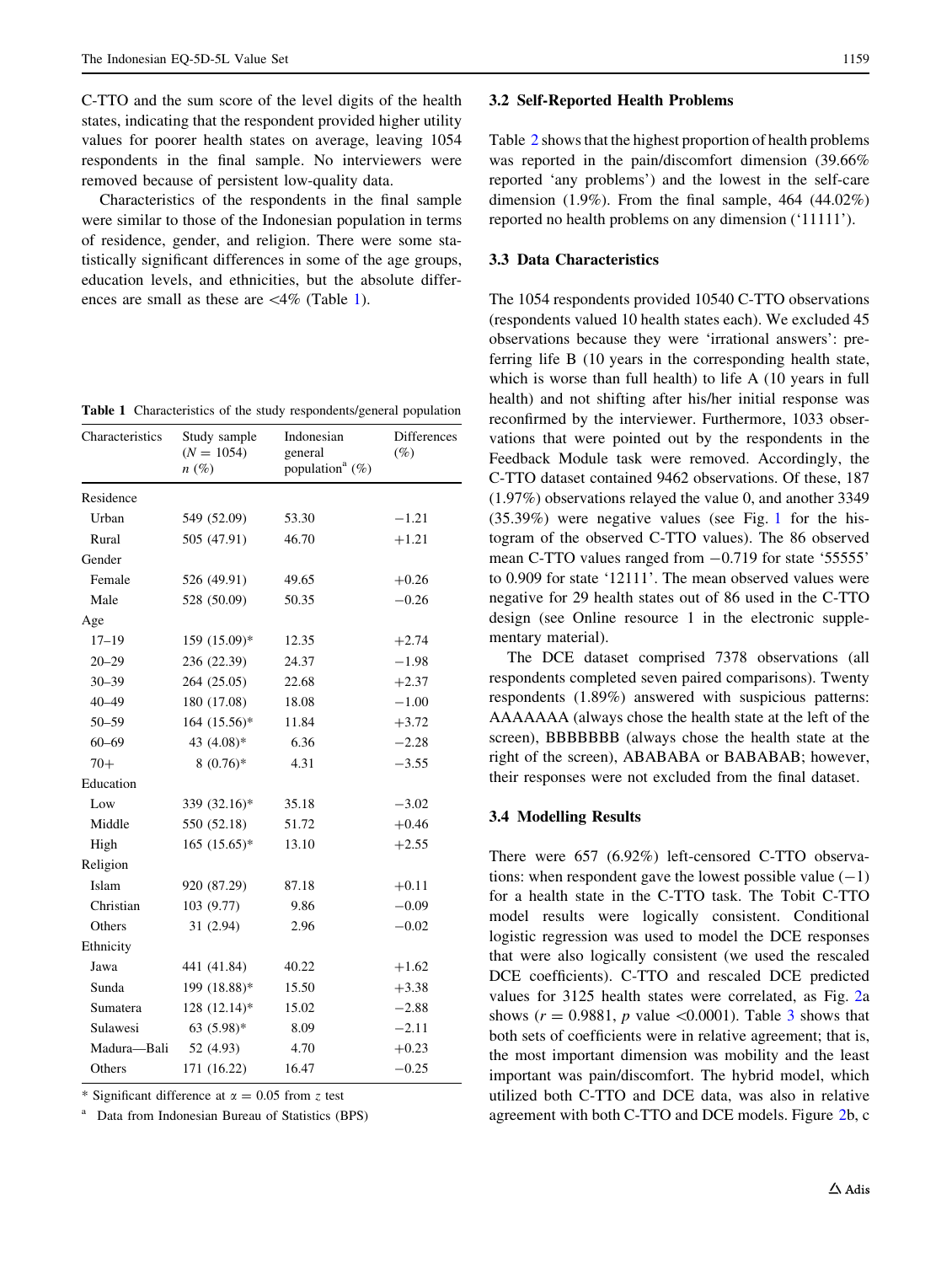C-TTO and the sum score of the level digits of the health states, indicating that the respondent provided higher utility values for poorer health states on average, leaving 1054 respondents in the final sample. No interviewers were removed because of persistent low-quality data.

Characteristics of the respondents in the final sample were similar to those of the Indonesian population in terms of residence, gender, and religion. There were some statistically significant differences in some of the age groups, education levels, and ethnicities, but the absolute differences are small as these are <4% (Table 1).

**Table 1** Characteristics of the study respondents/general population

| Characteristics | Study sample ($N = 1054$) $n$ (%) | Indonesian general population[a] (%) | Differences (%) |
|---|---|---|---|
| Residence | | | |
| Urban | 549 (52.09) | 53.30 | −1.21 |
| Rural | 505 (47.91) | 46.70 | +1.21 |
| Gender | | | |
| Female | 526 (49.91) | 49.65 | +0.26 |
| Male | 528 (50.09) | 50.35 | −0.26 |
| Age | | | |
| 17–19 | 159 (15.09)* | 12.35 | +2.74 |
| 20–29 | 236 (22.39) | 24.37 | −1.98 |
| 30–39 | 264 (25.05) | 22.68 | +2.37 |
| 40–49 | 180 (17.08) | 18.08 | −1.00 |
| 50–59 | 164 (15.56)* | 11.84 | +3.72 |
| 60–69 | 43 (4.08)* | 6.36 | −2.28 |
| 70+ | 8 (0.76)* | 4.31 | −3.55 |
| Education | | | |
| Low | 339 (32.16)* | 35.18 | −3.02 |
| Middle | 550 (52.18) | 51.72 | +0.46 |
| High | 165 (15.65)* | 13.10 | +2.55 |
| Religion | | | |
| Islam | 920 (87.29) | 87.18 | +0.11 |
| Christian | 103 (9.77) | 9.86 | −0.09 |
| Others | 31 (2.94) | 2.96 | −0.02 |
| Ethnicity | | | |
| Jawa | 441 (41.84) | 40.22 | +1.62 |
| Sunda | 199 (18.88)* | 15.50 | +3.38 |
| Sumatera | 128 (12.14)* | 15.02 | −2.88 |
| Sulawesi | 63 (5.98)* | 8.09 | −2.11 |
| Madura—Bali | 52 (4.93) | 4.70 | +0.23 |
| Others | 171 (16.22) | 16.47 | −0.25 |

* Significant difference at $\alpha = 0.05$ from $z$ test

[a] Data from Indonesian Bureau of Statistics (BPS)

### 3.2 Self-Reported Health Problems

Table 2 shows that the highest proportion of health problems was reported in the pain/discomfort dimension (39.66% reported 'any problems') and the lowest in the self-care dimension (1.9%). From the final sample, 464 (44.02%) reported no health problems on any dimension ('11111').

### 3.3 Data Characteristics

The 1054 respondents provided 10540 C-TTO observations (respondents valued 10 health states each). We excluded 45 observations because they were 'irrational answers': preferring life B (10 years in the corresponding health state, which is worse than full health) to life A (10 years in full health) and not shifting after his/her initial response was reconfirmed by the interviewer. Furthermore, 1033 observations that were pointed out by the respondents in the Feedback Module task were removed. Accordingly, the C-TTO dataset contained 9462 observations. Of these, 187 (1.97%) observations relayed the value 0, and another 3349 (35.39%) were negative values (see Fig. 1 for the histogram of the observed C-TTO values). The 86 observed mean C-TTO values ranged from −0.719 for state '55555' to 0.909 for state '12111'. The mean observed values were negative for 29 health states out of 86 used in the C-TTO design (see Online resource 1 in the electronic supplementary material).

The DCE dataset comprised 7378 observations (all respondents completed seven paired comparisons). Twenty respondents (1.89%) answered with suspicious patterns: AAAAAAA (always chose the health state at the left of the screen), BBBBBBB (always chose the health state at the right of the screen), ABABABA or BABABAB; however, their responses were not excluded from the final dataset.

### 3.4 Modelling Results

There were 657 (6.92%) left-censored C-TTO observations: when respondent gave the lowest possible value (−1) for a health state in the C-TTO task. The Tobit C-TTO model results were logically consistent. Conditional logistic regression was used to model the DCE responses that were also logically consistent (we used the rescaled DCE coefficients). C-TTO and rescaled DCE predicted values for 3125 health states were correlated, as Fig. 2a shows ($r = 0.9881$, $p$ value <0.0001). Table 3 shows that both sets of coefficients were in relative agreement; that is, the most important dimension was mobility and the least important was pain/discomfort. The hybrid model, which utilized both C-TTO and DCE data, was also in relative agreement with both C-TTO and DCE models. Figure 2b, c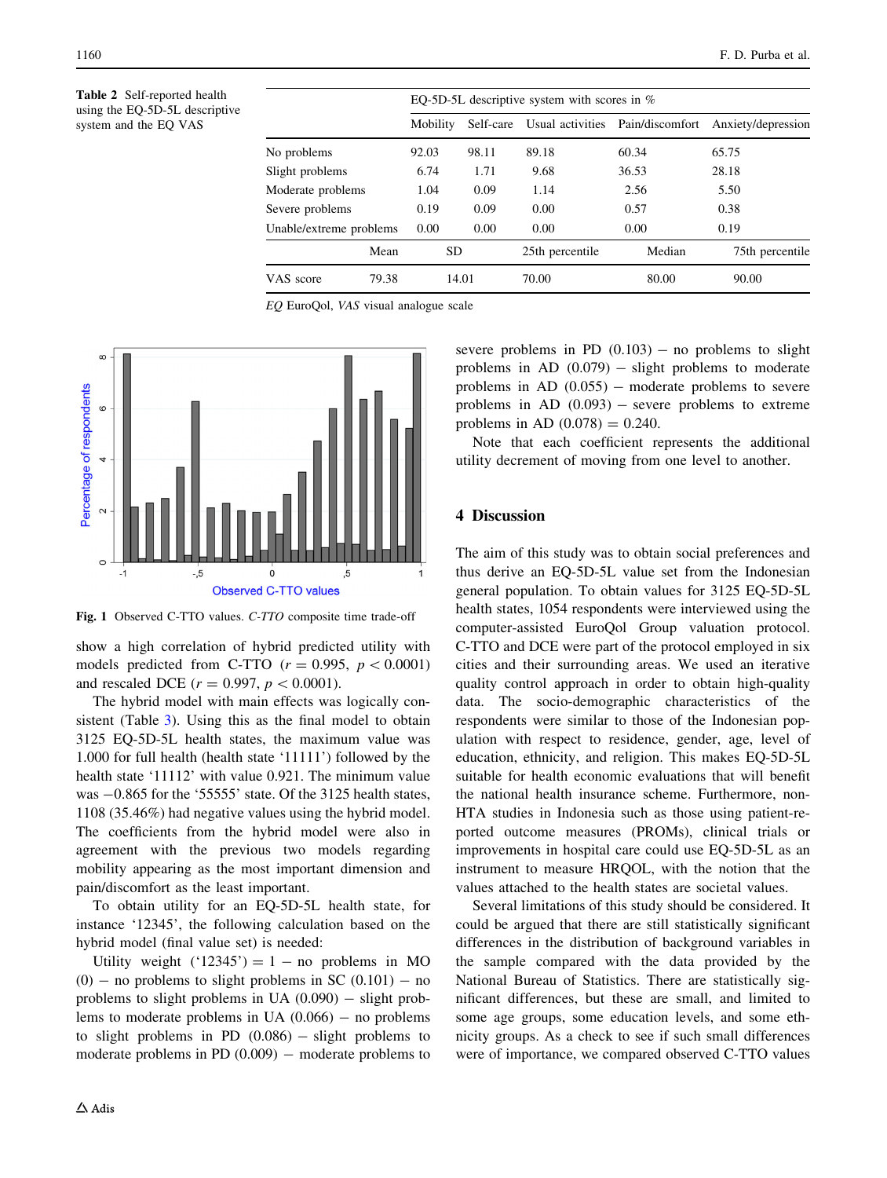**Table 2** Self-reported health using the EQ-5D-5L descriptive system and the EQ VAS

| | EQ-5D-5L descriptive system with scores in % | | | | |
|---|---|---|---|---|---|
| | Mobility | Self-care | Usual activities | Pain/discomfort | Anxiety/depression |
| No problems | 92.03 | 98.11 | 89.18 | 60.34 | 65.75 |
| Slight problems | 6.74 | 1.71 | 9.68 | 36.53 | 28.18 |
| Moderate problems | 1.04 | 0.09 | 1.14 | 2.56 | 5.50 |
| Severe problems | 0.19 | 0.09 | 0.00 | 0.57 | 0.38 |
| Unable/extreme problems | 0.00 | 0.00 | 0.00 | 0.00 | 0.19 |

| | Mean | SD | 25th percentile | Median | 75th percentile |
|---|---|---|---|---|---|
| VAS score | 79.38 | 14.01 | 70.00 | 80.00 | 90.00 |

*EQ* EuroQol, *VAS* visual analogue scale

**Fig. 1** Observed C-TTO values. *C-TTO* composite time trade-off

show a high correlation of hybrid predicted utility with models predicted from C-TTO ($r = 0.995$, $p < 0.0001$) and rescaled DCE ($r = 0.997$, $p < 0.0001$).

The hybrid model with main effects was logically consistent (Table 3). Using this as the final model to obtain 3125 EQ-5D-5L health states, the maximum value was 1.000 for full health (health state '11111') followed by the health state '11112' with value 0.921. The minimum value was −0.865 for the '55555' state. Of the 3125 health states, 1108 (35.46%) had negative values using the hybrid model. The coefficients from the hybrid model were also in agreement with the previous two models regarding mobility appearing as the most important dimension and pain/discomfort as the least important.

To obtain utility for an EQ-5D-5L health state, for instance '12345', the following calculation based on the hybrid model (final value set) is needed:

Utility weight ('12345') = 1 − no problems in MO (0) − no problems to slight problems in SC (0.101) − no problems to slight problems in UA (0.090) − slight problems to moderate problems in UA (0.066) − no problems to slight problems in PD (0.086) − slight problems to moderate problems in PD (0.009) − moderate problems to severe problems in PD (0.103) − no problems to slight problems in AD (0.079) − slight problems to moderate problems in AD (0.055) − moderate problems to severe problems in AD (0.093) − severe problems to extreme problems in AD (0.078) = 0.240.

Note that each coefficient represents the additional utility decrement of moving from one level to another.

## 4 Discussion

The aim of this study was to obtain social preferences and thus derive an EQ-5D-5L value set from the Indonesian general population. To obtain values for 3125 EQ-5D-5L health states, 1054 respondents were interviewed using the computer-assisted EuroQol Group valuation protocol. C-TTO and DCE were part of the protocol employed in six cities and their surrounding areas. We used an iterative quality control approach in order to obtain high-quality data. The socio-demographic characteristics of the respondents were similar to those of the Indonesian population with respect to residence, gender, age, level of education, ethnicity, and religion. This makes EQ-5D-5L suitable for health economic evaluations that will benefit the national health insurance scheme. Furthermore, non-HTA studies in Indonesia such as those using patient-reported outcome measures (PROMs), clinical trials or improvements in hospital care could use EQ-5D-5L as an instrument to measure HRQOL, with the notion that the values attached to the health states are societal values.

Several limitations of this study should be considered. It could be argued that there are still statistically significant differences in the distribution of background variables in the sample compared with the data provided by the National Bureau of Statistics. There are statistically significant differences, but these are small, and limited to some age groups, some education levels, and some ethnicity groups. As a check to see if such small differences were of importance, we compared observed C-TTO values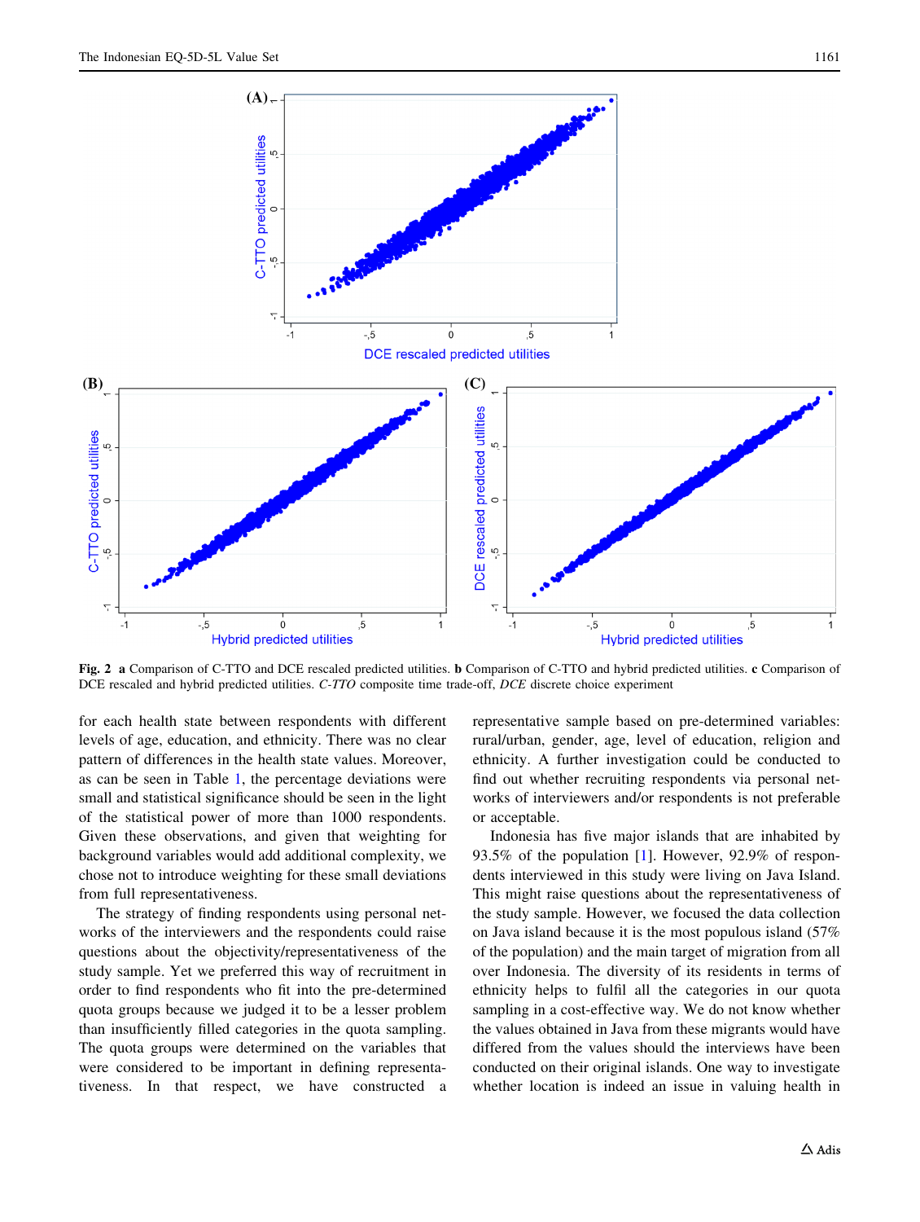Fig. 2 **a** Comparison of C-TTO and DCE rescaled predicted utilities. **b** Comparison of C-TTO and hybrid predicted utilities. **c** Comparison of DCE rescaled and hybrid predicted utilities. *C-TTO* composite time trade-off, *DCE* discrete choice experiment

for each health state between respondents with different levels of age, education, and ethnicity. There was no clear pattern of differences in the health state values. Moreover, as can be seen in Table 1, the percentage deviations were small and statistical significance should be seen in the light of the statistical power of more than 1000 respondents. Given these observations, and given that weighting for background variables would add additional complexity, we chose not to introduce weighting for these small deviations from full representativeness.

The strategy of finding respondents using personal networks of the interviewers and the respondents could raise questions about the objectivity/representativeness of the study sample. Yet we preferred this way of recruitment in order to find respondents who fit into the pre-determined quota groups because we judged it to be a lesser problem than insufficiently filled categories in the quota sampling. The quota groups were determined on the variables that were considered to be important in defining representativeness. In that respect, we have constructed a representative sample based on pre-determined variables: rural/urban, gender, age, level of education, religion and ethnicity. A further investigation could be conducted to find out whether recruiting respondents via personal networks of interviewers and/or respondents is not preferable or acceptable.

Indonesia has five major islands that are inhabited by 93.5% of the population [1]. However, 92.9% of respondents interviewed in this study were living on Java Island. This might raise questions about the representativeness of the study sample. However, we focused the data collection on Java island because it is the most populous island (57% of the population) and the main target of migration from all over Indonesia. The diversity of its residents in terms of ethnicity helps to fulfil all the categories in our quota sampling in a cost-effective way. We do not know whether the values obtained in Java from these migrants would have differed from the values should the interviews have been conducted on their original islands. One way to investigate whether location is indeed an issue in valuing health in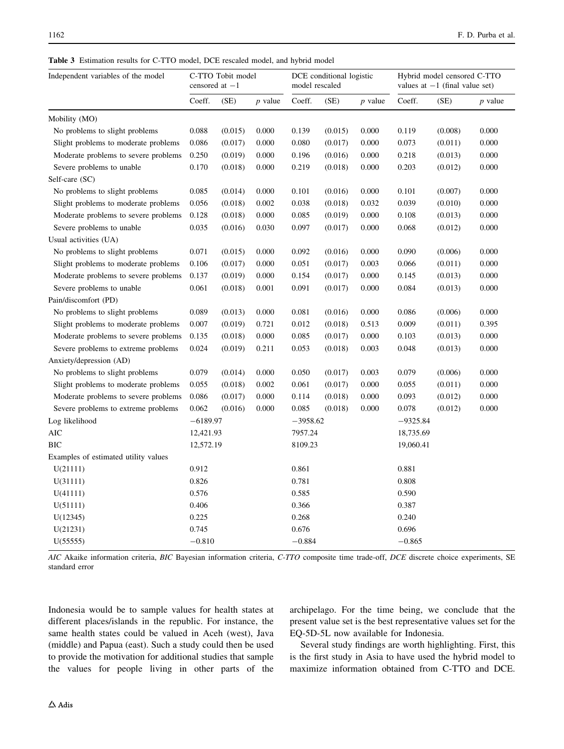**Table 3** Estimation results for C-TTO model, DCE rescaled model, and hybrid model

| Independent variables of the model | C-TTO Tobit model censored at −1 | | | DCE conditional logistic model rescaled | | | Hybrid model censored C-TTO values at −1 (final value set) | | |
|---|---|---|---|---|---|---|---|---|---|
| | Coeff. | (SE) | *p* value | Coeff. | (SE) | *p* value | Coeff. | (SE) | *p* value |
| Mobility (MO) | | | | | | | | | |
| No problems to slight problems | 0.088 | (0.015) | 0.000 | 0.139 | (0.015) | 0.000 | 0.119 | (0.008) | 0.000 |
| Slight problems to moderate problems | 0.086 | (0.017) | 0.000 | 0.080 | (0.017) | 0.000 | 0.073 | (0.011) | 0.000 |
| Moderate problems to severe problems | 0.250 | (0.019) | 0.000 | 0.196 | (0.016) | 0.000 | 0.218 | (0.013) | 0.000 |
| Severe problems to unable | 0.170 | (0.018) | 0.000 | 0.219 | (0.018) | 0.000 | 0.203 | (0.012) | 0.000 |
| Self-care (SC) | | | | | | | | | |
| No problems to slight problems | 0.085 | (0.014) | 0.000 | 0.101 | (0.016) | 0.000 | 0.101 | (0.007) | 0.000 |
| Slight problems to moderate problems | 0.056 | (0.018) | 0.002 | 0.038 | (0.018) | 0.032 | 0.039 | (0.010) | 0.000 |
| Moderate problems to severe problems | 0.128 | (0.018) | 0.000 | 0.085 | (0.019) | 0.000 | 0.108 | (0.013) | 0.000 |
| Severe problems to unable | 0.035 | (0.016) | 0.030 | 0.097 | (0.017) | 0.000 | 0.068 | (0.012) | 0.000 |
| Usual activities (UA) | | | | | | | | | |
| No problems to slight problems | 0.071 | (0.015) | 0.000 | 0.092 | (0.016) | 0.000 | 0.090 | (0.006) | 0.000 |
| Slight problems to moderate problems | 0.106 | (0.017) | 0.000 | 0.051 | (0.017) | 0.003 | 0.066 | (0.011) | 0.000 |
| Moderate problems to severe problems | 0.137 | (0.019) | 0.000 | 0.154 | (0.017) | 0.000 | 0.145 | (0.013) | 0.000 |
| Severe problems to unable | 0.061 | (0.018) | 0.001 | 0.091 | (0.017) | 0.000 | 0.084 | (0.013) | 0.000 |
| Pain/discomfort (PD) | | | | | | | | | |
| No problems to slight problems | 0.089 | (0.013) | 0.000 | 0.081 | (0.016) | 0.000 | 0.086 | (0.006) | 0.000 |
| Slight problems to moderate problems | 0.007 | (0.019) | 0.721 | 0.012 | (0.018) | 0.513 | 0.009 | (0.011) | 0.395 |
| Moderate problems to severe problems | 0.135 | (0.018) | 0.000 | 0.085 | (0.017) | 0.000 | 0.103 | (0.013) | 0.000 |
| Severe problems to extreme problems | 0.024 | (0.019) | 0.211 | 0.053 | (0.018) | 0.003 | 0.048 | (0.013) | 0.000 |
| Anxiety/depression (AD) | | | | | | | | | |
| No problems to slight problems | 0.079 | (0.014) | 0.000 | 0.050 | (0.017) | 0.003 | 0.079 | (0.006) | 0.000 |
| Slight problems to moderate problems | 0.055 | (0.018) | 0.002 | 0.061 | (0.017) | 0.000 | 0.055 | (0.011) | 0.000 |
| Moderate problems to severe problems | 0.086 | (0.017) | 0.000 | 0.114 | (0.018) | 0.000 | 0.093 | (0.012) | 0.000 |
| Severe problems to extreme problems | 0.062 | (0.016) | 0.000 | 0.085 | (0.018) | 0.000 | 0.078 | (0.012) | 0.000 |
| Log likelihood | −6189.97 | | | −3958.62 | | | −9325.84 | | |
| AIC | 12,421.93 | | | 7957.24 | | | 18,735.69 | | |
| BIC | 12,572.19 | | | 8109.23 | | | 19,060.41 | | |
| Examples of estimated utility values | | | | | | | | | |
| U(21111) | 0.912 | | | 0.861 | | | 0.881 | | |
| U(31111) | 0.826 | | | 0.781 | | | 0.808 | | |
| U(41111) | 0.576 | | | 0.585 | | | 0.590 | | |
| U(51111) | 0.406 | | | 0.366 | | | 0.387 | | |
| U(12345) | 0.225 | | | 0.268 | | | 0.240 | | |
| U(21231) | 0.745 | | | 0.676 | | | 0.696 | | |
| U(55555) | −0.810 | | | −0.884 | | | −0.865 | | |

*AIC* Akaike information criteria, *BIC* Bayesian information criteria, *C-TTO* composite time trade-off, *DCE* discrete choice experiments, SE standard error

Indonesia would be to sample values for health states at different places/islands in the republic. For instance, the same health states could be valued in Aceh (west), Java (middle) and Papua (east). Such a study could then be used to provide the motivation for additional studies that sample the values for people living in other parts of the archipelago. For the time being, we conclude that the present value set is the best representative values set for the EQ-5D-5L now available for Indonesia.

Several study findings are worth highlighting. First, this is the first study in Asia to have used the hybrid model to maximize information obtained from C-TTO and DCE.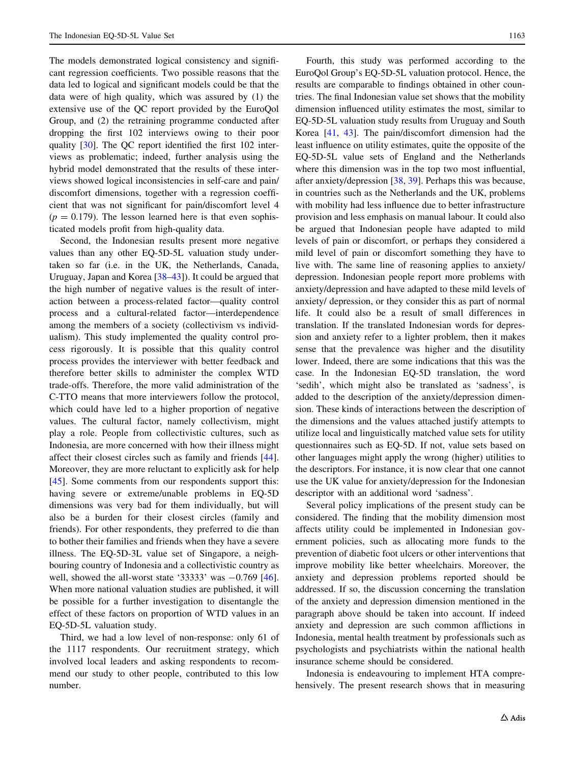The models demonstrated logical consistency and significant regression coefficients. Two possible reasons that the data led to logical and significant models could be that the data were of high quality, which was assured by (1) the extensive use of the QC report provided by the EuroQol Group, and (2) the retraining programme conducted after dropping the first 102 interviews owing to their poor quality [30]. The QC report identified the first 102 interviews as problematic; indeed, further analysis using the hybrid model demonstrated that the results of these interviews showed logical inconsistencies in self-care and pain/discomfort dimensions, together with a regression coefficient that was not significant for pain/discomfort level 4 ($p = 0.179$). The lesson learned here is that even sophisticated models profit from high-quality data.

Second, the Indonesian results present more negative values than any other EQ-5D-5L valuation study undertaken so far (i.e. in the UK, the Netherlands, Canada, Uruguay, Japan and Korea [38–43]). It could be argued that the high number of negative values is the result of interaction between a process-related factor—quality control process and a cultural-related factor—interdependence among the members of a society (collectivism vs individualism). This study implemented the quality control process rigorously. It is possible that this quality control process provides the interviewer with better feedback and therefore better skills to administer the complex WTD trade-offs. Therefore, the more valid administration of the C-TTO means that more interviewers follow the protocol, which could have led to a higher proportion of negative values. The cultural factor, namely collectivism, might play a role. People from collectivistic cultures, such as Indonesia, are more concerned with how their illness might affect their closest circles such as family and friends [44]. Moreover, they are more reluctant to explicitly ask for help [45]. Some comments from our respondents support this: having severe or extreme/unable problems in EQ-5D dimensions was very bad for them individually, but will also be a burden for their closest circles (family and friends). For other respondents, they preferred to die than to bother their families and friends when they have a severe illness. The EQ-5D-3L value set of Singapore, a neighbouring country of Indonesia and a collectivistic country as well, showed the all-worst state '33333' was −0.769 [46]. When more national valuation studies are published, it will be possible for a further investigation to disentangle the effect of these factors on proportion of WTD values in an EQ-5D-5L valuation study.

Third, we had a low level of non-response: only 61 of the 1117 respondents. Our recruitment strategy, which involved local leaders and asking respondents to recommend our study to other people, contributed to this low number.

Fourth, this study was performed according to the EuroQol Group's EQ-5D-5L valuation protocol. Hence, the results are comparable to findings obtained in other countries. The final Indonesian value set shows that the mobility dimension influenced utility estimates the most, similar to EQ-5D-5L valuation study results from Uruguay and South Korea [41, 43]. The pain/discomfort dimension had the least influence on utility estimates, quite the opposite of the EQ-5D-5L value sets of England and the Netherlands where this dimension was in the top two most influential, after anxiety/depression [38, 39]. Perhaps this was because, in countries such as the Netherlands and the UK, problems with mobility had less influence due to better infrastructure provision and less emphasis on manual labour. It could also be argued that Indonesian people have adapted to mild levels of pain or discomfort, or perhaps they considered a mild level of pain or discomfort something they have to live with. The same line of reasoning applies to anxiety/depression. Indonesian people report more problems with anxiety/depression and have adapted to these mild levels of anxiety/ depression, or they consider this as part of normal life. It could also be a result of small differences in translation. If the translated Indonesian words for depression and anxiety refer to a lighter problem, then it makes sense that the prevalence was higher and the disutility lower. Indeed, there are some indications that this was the case. In the Indonesian EQ-5D translation, the word 'sedih', which might also be translated as 'sadness', is added to the description of the anxiety/depression dimension. These kinds of interactions between the description of the dimensions and the values attached justify attempts to utilize local and linguistically matched value sets for utility questionnaires such as EQ-5D. If not, value sets based on other languages might apply the wrong (higher) utilities to the descriptors. For instance, it is now clear that one cannot use the UK value for anxiety/depression for the Indonesian descriptor with an additional word 'sadness'.

Several policy implications of the present study can be considered. The finding that the mobility dimension most affects utility could be implemented in Indonesian government policies, such as allocating more funds to the prevention of diabetic foot ulcers or other interventions that improve mobility like better wheelchairs. Moreover, the anxiety and depression problems reported should be addressed. If so, the discussion concerning the translation of the anxiety and depression dimension mentioned in the paragraph above should be taken into account. If indeed anxiety and depression are such common afflictions in Indonesia, mental health treatment by professionals such as psychologists and psychiatrists within the national health insurance scheme should be considered.

Indonesia is endeavouring to implement HTA comprehensively. The present research shows that in measuring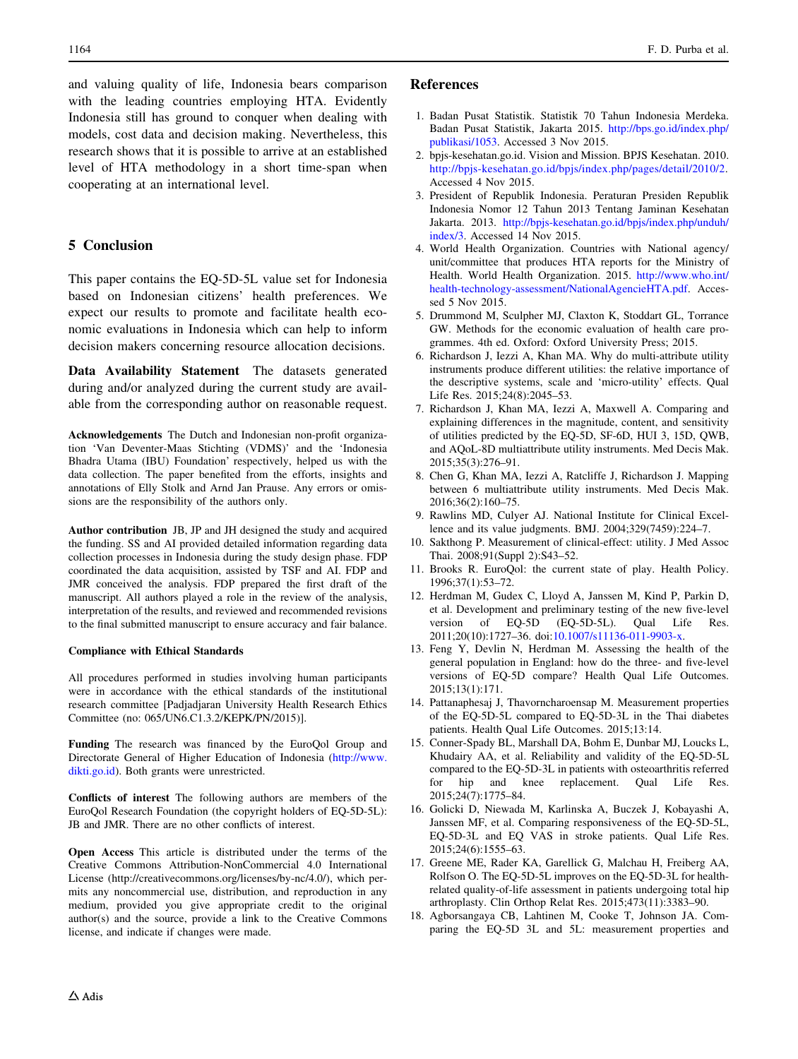and valuing quality of life, Indonesia bears comparison with the leading countries employing HTA. Evidently Indonesia still has ground to conquer when dealing with models, cost data and decision making. Nevertheless, this research shows that it is possible to arrive at an established level of HTA methodology in a short time-span when cooperating at an international level.

## 5 Conclusion

This paper contains the EQ-5D-5L value set for Indonesia based on Indonesian citizens' health preferences. We expect our results to promote and facilitate health economic evaluations in Indonesia which can help to inform decision makers concerning resource allocation decisions.

**Data Availability Statement** The datasets generated during and/or analyzed during the current study are available from the corresponding author on reasonable request.

**Acknowledgements** The Dutch and Indonesian non-profit organization 'Van Deventer-Maas Stichting (VDMS)' and the 'Indonesia Bhadra Utama (IBU) Foundation' respectively, helped us with the data collection. The paper benefited from the efforts, insights and annotations of Elly Stolk and Arnd Jan Prause. Any errors or omissions are the responsibility of the authors only.

**Author contribution** JB, JP and JH designed the study and acquired the funding. SS and AI provided detailed information regarding data collection processes in Indonesia during the study design phase. FDP coordinated the data acquisition, assisted by TSF and AI. FDP and JMR conceived the analysis. FDP prepared the first draft of the manuscript. All authors played a role in the review of the analysis, interpretation of the results, and reviewed and recommended revisions to the final submitted manuscript to ensure accuracy and fair balance.

**Compliance with Ethical Standards**

All procedures performed in studies involving human participants were in accordance with the ethical standards of the institutional research committee [Padjadjaran University Health Research Ethics Committee (no: 065/UN6.C1.3.2/KEPK/PN/2015)].

**Funding** The research was financed by the EuroQol Group and Directorate General of Higher Education of Indonesia (http://www.dikti.go.id). Both grants were unrestricted.

**Conflicts of interest** The following authors are members of the EuroQol Research Foundation (the copyright holders of EQ-5D-5L): JB and JMR. There are no other conflicts of interest.

**Open Access** This article is distributed under the terms of the Creative Commons Attribution-NonCommercial 4.0 International License (http://creativecommons.org/licenses/by-nc/4.0/), which permits any noncommercial use, distribution, and reproduction in any medium, provided you give appropriate credit to the original author(s) and the source, provide a link to the Creative Commons license, and indicate if changes were made.

## References

1. Badan Pusat Statistik. Statistik 70 Tahun Indonesia Merdeka. Badan Pusat Statistik, Jakarta 2015. http://bps.go.id/index.php/publikasi/1053. Accessed 3 Nov 2015.
2. bpjs-kesehatan.go.id. Vision and Mission. BPJS Kesehatan. 2010. http://bpjs-kesehatan.go.id/bpjs/index.php/pages/detail/2010/2. Accessed 4 Nov 2015.
3. President of Republik Indonesia. Peraturan Presiden Republik Indonesia Nomor 12 Tahun 2013 Tentang Jaminan Kesehatan Jakarta. 2013. http://bpjs-kesehatan.go.id/bpjs/index.php/unduh/index/3. Accessed 14 Nov 2015.
4. World Health Organization. Countries with National agency/unit/committee that produces HTA reports for the Ministry of Health. World Health Organization. 2015. http://www.who.int/health-technology-assessment/NationalAgencieHTA.pdf. Accessed 5 Nov 2015.
5. Drummond M, Sculpher MJ, Claxton K, Stoddart GL, Torrance GW. Methods for the economic evaluation of health care programmes. 4th ed. Oxford: Oxford University Press; 2015.
6. Richardson J, Iezzi A, Khan MA. Why do multi-attribute utility instruments produce different utilities: the relative importance of the descriptive systems, scale and 'micro-utility' effects. Qual Life Res. 2015;24(8):2045–53.
7. Richardson J, Khan MA, Iezzi A, Maxwell A. Comparing and explaining differences in the magnitude, content, and sensitivity of utilities predicted by the EQ-5D, SF-6D, HUI 3, 15D, QWB, and AQoL-8D multiattribute utility instruments. Med Decis Mak. 2015;35(3):276–91.
8. Chen G, Khan MA, Iezzi A, Ratcliffe J, Richardson J. Mapping between 6 multiattribute utility instruments. Med Decis Mak. 2016;36(2):160–75.
9. Rawlins MD, Culyer AJ. National Institute for Clinical Excellence and its value judgments. BMJ. 2004;329(7459):224–7.
10. Sakthong P. Measurement of clinical-effect: utility. J Med Assoc Thai. 2008;91(Suppl 2):S43–52.
11. Brooks R. EuroQol: the current state of play. Health Policy. 1996;37(1):53–72.
12. Herdman M, Gudex C, Lloyd A, Janssen M, Kind P, Parkin D, et al. Development and preliminary testing of the new five-level version of EQ-5D (EQ-5D-5L). Qual Life Res. 2011;20(10):1727–36. doi:10.1007/s11136-011-9903-x.
13. Feng Y, Devlin N, Herdman M. Assessing the health of the general population in England: how do the three- and five-level versions of EQ-5D compare? Health Qual Life Outcomes. 2015;13(1):171.
14. Pattanaphesaj J, Thavorncharoensap M. Measurement properties of the EQ-5D-5L compared to EQ-5D-3L in the Thai diabetes patients. Health Qual Life Outcomes. 2015;13:14.
15. Conner-Spady BL, Marshall DA, Bohm E, Dunbar MJ, Loucks L, Khudairy AA, et al. Reliability and validity of the EQ-5D-5L compared to the EQ-5D-3L in patients with osteoarthritis referred for hip and knee replacement. Qual Life Res. 2015;24(7):1775–84.
16. Golicki D, Niewada M, Karlinska A, Buczek J, Kobayashi A, Janssen MF, et al. Comparing responsiveness of the EQ-5D-5L, EQ-5D-3L and EQ VAS in stroke patients. Qual Life Res. 2015;24(6):1555–63.
17. Greene ME, Rader KA, Garellick G, Malchau H, Freiberg AA, Rolfson O. The EQ-5D-5L improves on the EQ-5D-3L for health-related quality-of-life assessment in patients undergoing total hip arthroplasty. Clin Orthop Relat Res. 2015;473(11):3383–90.
18. Agborsangaya CB, Lahtinen M, Cooke T, Johnson JA. Comparing the EQ-5D 3L and 5L: measurement properties and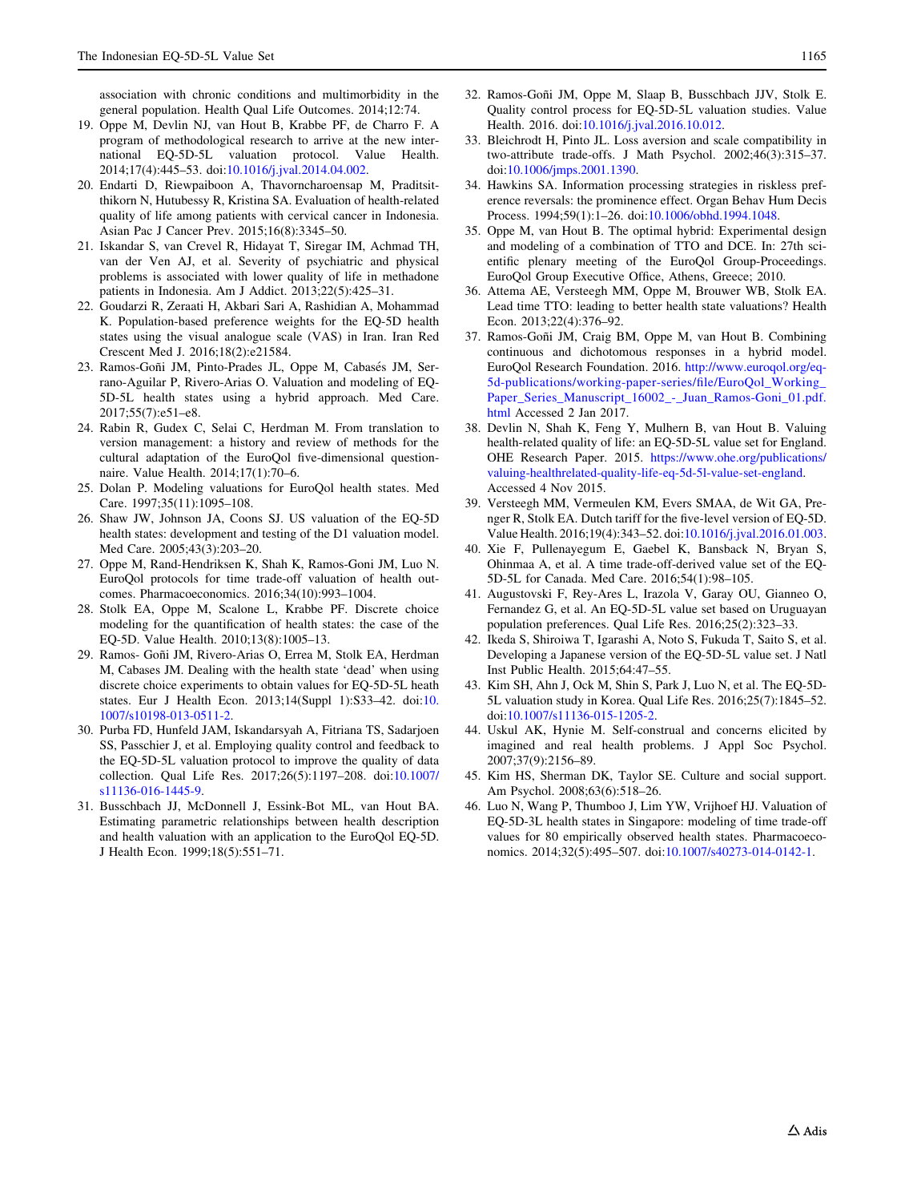association with chronic conditions and multimorbidity in the general population. Health Qual Life Outcomes. 2014;12:74.

19. Oppe M, Devlin NJ, van Hout B, Krabbe PF, de Charro F. A program of methodological research to arrive at the new international EQ-5D-5L valuation protocol. Value Health. 2014;17(4):445–53. doi:10.1016/j.jval.2014.04.002.
20. Endarti D, Riewpaiboon A, Thavorncharoensap M, Praditsitthikorn N, Hutubessy R, Kristina SA. Evaluation of health-related quality of life among patients with cervical cancer in Indonesia. Asian Pac J Cancer Prev. 2015;16(8):3345–50.
21. Iskandar S, van Crevel R, Hidayat T, Siregar IM, Achmad TH, van der Ven AJ, et al. Severity of psychiatric and physical problems is associated with lower quality of life in methadone patients in Indonesia. Am J Addict. 2013;22(5):425–31.
22. Goudarzi R, Zeraati H, Akbari Sari A, Rashidian A, Mohammad K. Population-based preference weights for the EQ-5D health states using the visual analogue scale (VAS) in Iran. Iran Red Crescent Med J. 2016;18(2):e21584.
23. Ramos-Goñi JM, Pinto-Prades JL, Oppe M, Cabasés JM, Serrano-Aguilar P, Rivero-Arias O. Valuation and modeling of EQ-5D-5L health states using a hybrid approach. Med Care. 2017;55(7):e51–e8.
24. Rabin R, Gudex C, Selai C, Herdman M. From translation to version management: a history and review of methods for the cultural adaptation of the EuroQol five-dimensional questionnaire. Value Health. 2014;17(1):70–6.
25. Dolan P. Modeling valuations for EuroQol health states. Med Care. 1997;35(11):1095–108.
26. Shaw JW, Johnson JA, Coons SJ. US valuation of the EQ-5D health states: development and testing of the D1 valuation model. Med Care. 2005;43(3):203–20.
27. Oppe M, Rand-Hendriksen K, Shah K, Ramos-Goni JM, Luo N. EuroQol protocols for time trade-off valuation of health outcomes. Pharmacoeconomics. 2016;34(10):993–1004.
28. Stolk EA, Oppe M, Scalone L, Krabbe PF. Discrete choice modeling for the quantification of health states: the case of the EQ-5D. Value Health. 2010;13(8):1005–13.
29. Ramos- Goñi JM, Rivero-Arias O, Errea M, Stolk EA, Herdman M, Cabases JM. Dealing with the health state 'dead' when using discrete choice experiments to obtain values for EQ-5D-5L heath states. Eur J Health Econ. 2013;14(Suppl 1):S33–42. doi:10.1007/s10198-013-0511-2.
30. Purba FD, Hunfeld JAM, Iskandarsyah A, Fitriana TS, Sadarjoen SS, Passchier J, et al. Employing quality control and feedback to the EQ-5D-5L valuation protocol to improve the quality of data collection. Qual Life Res. 2017;26(5):1197–208. doi:10.1007/s11136-016-1445-9.
31. Busschbach JJ, McDonnell J, Essink-Bot ML, van Hout BA. Estimating parametric relationships between health description and health valuation with an application to the EuroQol EQ-5D. J Health Econ. 1999;18(5):551–71.
32. Ramos-Goñi JM, Oppe M, Slaap B, Busschbach JJV, Stolk E. Quality control process for EQ-5D-5L valuation studies. Value Health. 2016. doi:10.1016/j.jval.2016.10.012.
33. Bleichrodt H, Pinto JL. Loss aversion and scale compatibility in two-attribute trade-offs. J Math Psychol. 2002;46(3):315–37. doi:10.1006/jmps.2001.1390.
34. Hawkins SA. Information processing strategies in riskless preference reversals: the prominence effect. Organ Behav Hum Decis Process. 1994;59(1):1–26. doi:10.1006/obhd.1994.1048.
35. Oppe M, van Hout B. The optimal hybrid: Experimental design and modeling of a combination of TTO and DCE. In: 27th scientific plenary meeting of the EuroQol Group-Proceedings. EuroQol Group Executive Office, Athens, Greece; 2010.
36. Attema AE, Versteegh MM, Oppe M, Brouwer WB, Stolk EA. Lead time TTO: leading to better health state valuations? Health Econ. 2013;22(4):376–92.
37. Ramos-Goñi JM, Craig BM, Oppe M, van Hout B. Combining continuous and dichotomous responses in a hybrid model. EuroQol Research Foundation. 2016. http://www.euroqol.org/eq-5d-publications/working-paper-series/file/EuroQol_Working_Paper_Series_Manuscript_16002_-_Juan_Ramos-Goni_01.pdf.html Accessed 2 Jan 2017.
38. Devlin N, Shah K, Feng Y, Mulhern B, van Hout B. Valuing health-related quality of life: an EQ-5D-5L value set for England. OHE Research Paper. 2015. https://www.ohe.org/publications/valuing-healthrelated-quality-life-eq-5d-5l-value-set-england. Accessed 4 Nov 2015.
39. Versteegh MM, Vermeulen KM, Evers SMAA, de Wit GA, Prenger R, Stolk EA. Dutch tariff for the five-level version of EQ-5D. Value Health. 2016;19(4):343–52. doi:10.1016/j.jval.2016.01.003.
40. Xie F, Pullenayegum E, Gaebel K, Bansback N, Bryan S, Ohinmaa A, et al. A time trade-off-derived value set of the EQ-5D-5L for Canada. Med Care. 2016;54(1):98–105.
41. Augustovski F, Rey-Ares L, Irazola V, Garay OU, Gianneo O, Fernandez G, et al. An EQ-5D-5L value set based on Uruguayan population preferences. Qual Life Res. 2016;25(2):323–33.
42. Ikeda S, Shiroiwa T, Igarashi A, Noto S, Fukuda T, Saito S, et al. Developing a Japanese version of the EQ-5D-5L value set. J Natl Inst Public Health. 2015;64:47–55.
43. Kim SH, Ahn J, Ock M, Shin S, Park J, Luo N, et al. The EQ-5D-5L valuation study in Korea. Qual Life Res. 2016;25(7):1845–52. doi:10.1007/s11136-015-1205-2.
44. Uskul AK, Hynie M. Self-construal and concerns elicited by imagined and real health problems. J Appl Soc Psychol. 2007;37(9):2156–89.
45. Kim HS, Sherman DK, Taylor SE. Culture and social support. Am Psychol. 2008;63(6):518–26.
46. Luo N, Wang P, Thumboo J, Lim YW, Vrijhoef HJ. Valuation of EQ-5D-3L health states in Singapore: modeling of time trade-off values for 80 empirically observed health states. Pharmacoeconomics. 2014;32(5):495–507. doi:10.1007/s40273-014-0142-1.